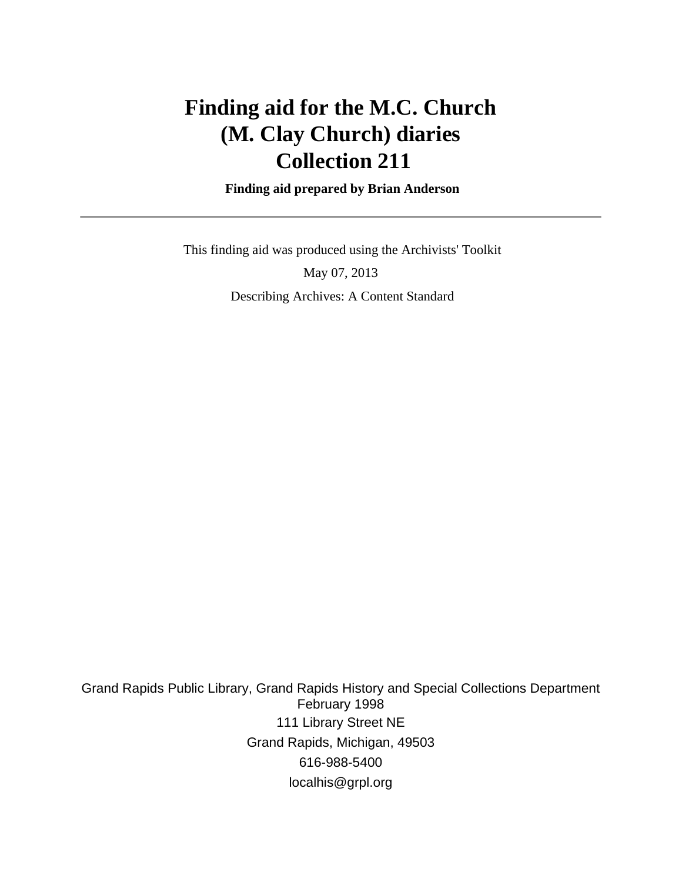# Finding aid for the M.C. Church (M. Clay Church) diaries Collection 211

**Finding aid prepared by Brian Anderson**

---

This finding aid was produced using the Archivists' Toolkit

May 07, 2013

Describing Archives: A Content Standard

Grand Rapids Public Library, Grand Rapids History and Special Collections Department
February 1998
111 Library Street NE
Grand Rapids, Michigan, 49503
616-988-5400
localhis@grpl.org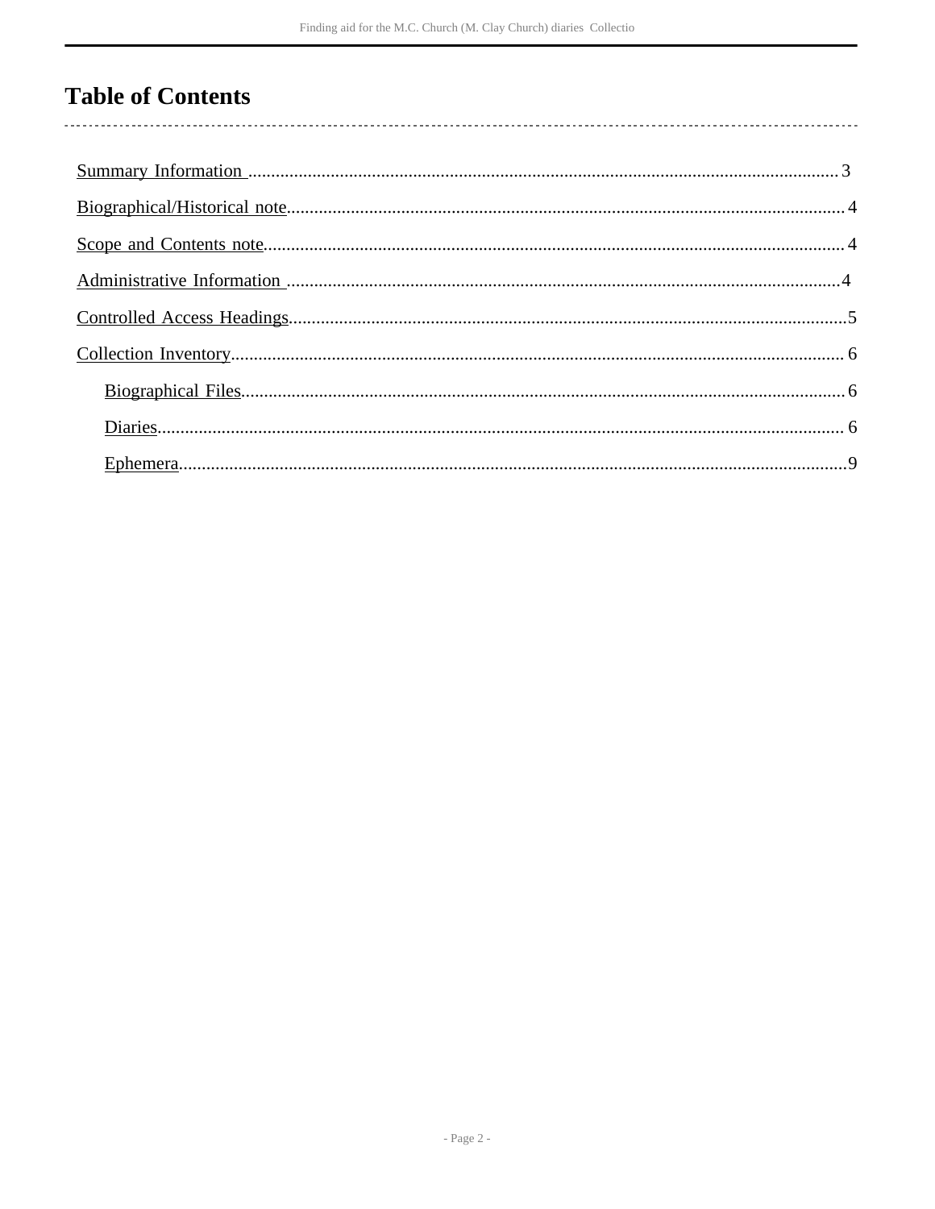# Table of Contents

Summary Information ........................................................................................................................ 3

Biographical/Historical note.............................................................................................................. 4

Scope and Contents note.................................................................................................................. 4

Administrative Information ............................................................................................................. 4

Controlled Access Headings............................................................................................................. 5

Collection Inventory......................................................................................................................... 6

- Biographical Files........................................................................................................................ 6
- Diaries......................................................................................................................................... 6
- Ephemera.................................................................................................................................... 9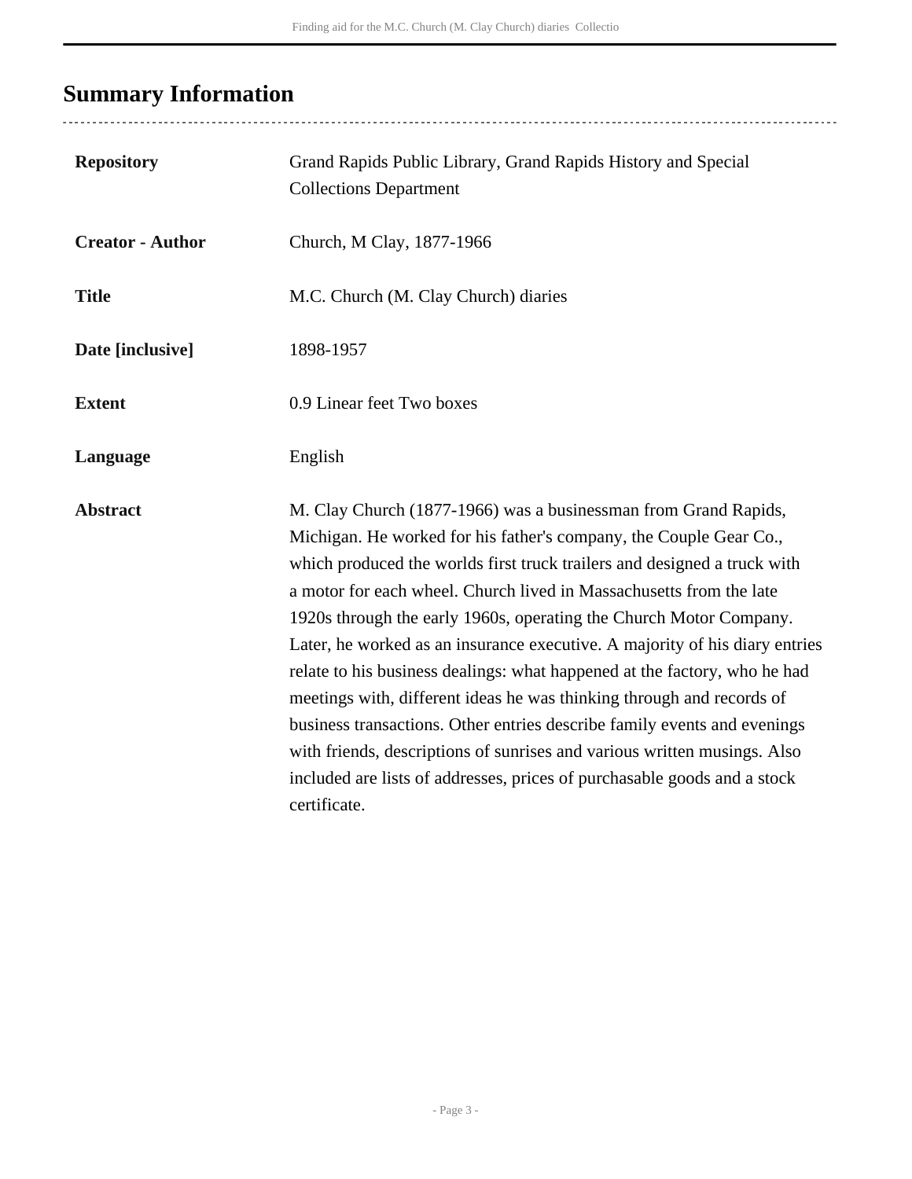## Summary Information

| | |
|---|---|
| **Repository** | Grand Rapids Public Library, Grand Rapids History and Special Collections Department |
| **Creator - Author** | Church, M Clay, 1877-1966 |
| **Title** | M.C. Church (M. Clay Church) diaries |
| **Date [inclusive]** | 1898-1957 |
| **Extent** | 0.9 Linear feet Two boxes |
| **Language** | English |
| **Abstract** | M. Clay Church (1877-1966) was a businessman from Grand Rapids, Michigan. He worked for his father's company, the Couple Gear Co., which produced the worlds first truck trailers and designed a truck with a motor for each wheel. Church lived in Massachusetts from the late 1920s through the early 1960s, operating the Church Motor Company. Later, he worked as an insurance executive. A majority of his diary entries relate to his business dealings: what happened at the factory, who he had meetings with, different ideas he was thinking through and records of business transactions. Other entries describe family events and evenings with friends, descriptions of sunrises and various written musings. Also included are lists of addresses, prices of purchasable goods and a stock certificate. |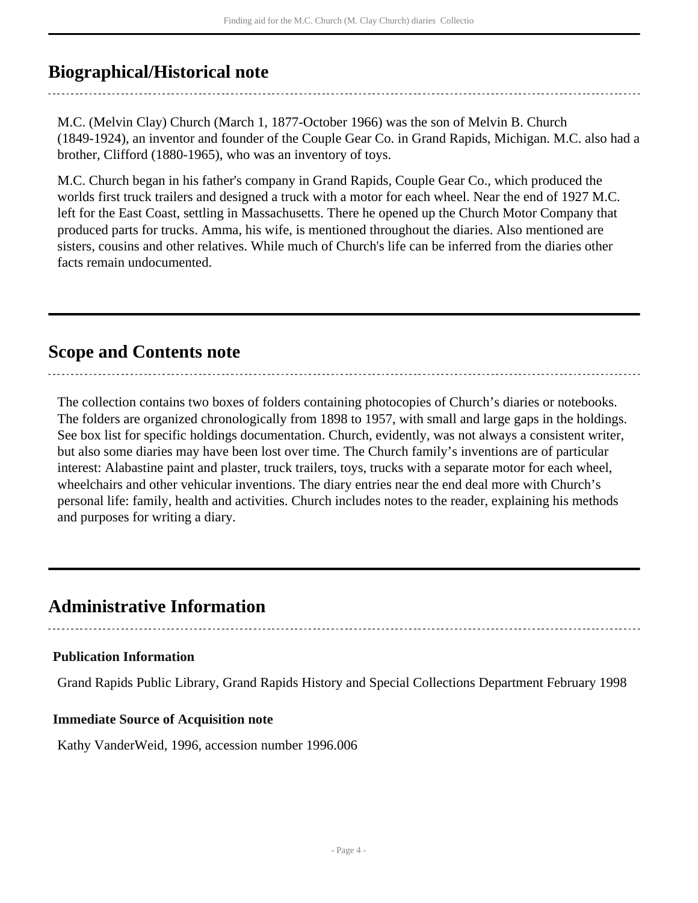## Biographical/Historical note

M.C. (Melvin Clay) Church (March 1, 1877-October 1966) was the son of Melvin B. Church (1849-1924), an inventor and founder of the Couple Gear Co. in Grand Rapids, Michigan. M.C. also had a brother, Clifford (1880-1965), who was an inventory of toys.

M.C. Church began in his father's company in Grand Rapids, Couple Gear Co., which produced the worlds first truck trailers and designed a truck with a motor for each wheel. Near the end of 1927 M.C. left for the East Coast, settling in Massachusetts. There he opened up the Church Motor Company that produced parts for trucks. Amma, his wife, is mentioned throughout the diaries. Also mentioned are sisters, cousins and other relatives. While much of Church's life can be inferred from the diaries other facts remain undocumented.

## Scope and Contents note

The collection contains two boxes of folders containing photocopies of Church's diaries or notebooks. The folders are organized chronologically from 1898 to 1957, with small and large gaps in the holdings. See box list for specific holdings documentation. Church, evidently, was not always a consistent writer, but also some diaries may have been lost over time. The Church family's inventions are of particular interest: Alabastine paint and plaster, truck trailers, toys, trucks with a separate motor for each wheel, wheelchairs and other vehicular inventions. The diary entries near the end deal more with Church's personal life: family, health and activities. Church includes notes to the reader, explaining his methods and purposes for writing a diary.

## Administrative Information

### Publication Information

Grand Rapids Public Library, Grand Rapids History and Special Collections Department February 1998

### Immediate Source of Acquisition note

Kathy VanderWeid, 1996, accession number 1996.006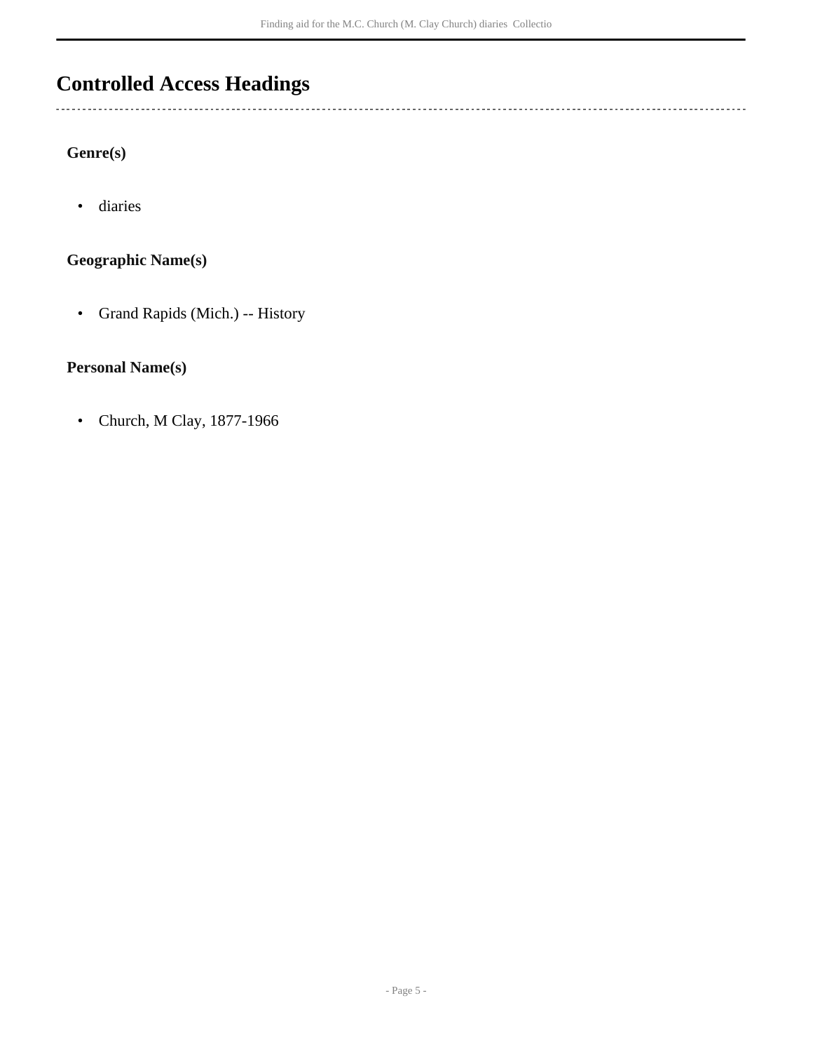## Controlled Access Headings

### Genre(s)

- diaries

### Geographic Name(s)

- Grand Rapids (Mich.) -- History

### Personal Name(s)

- Church, M Clay, 1877-1966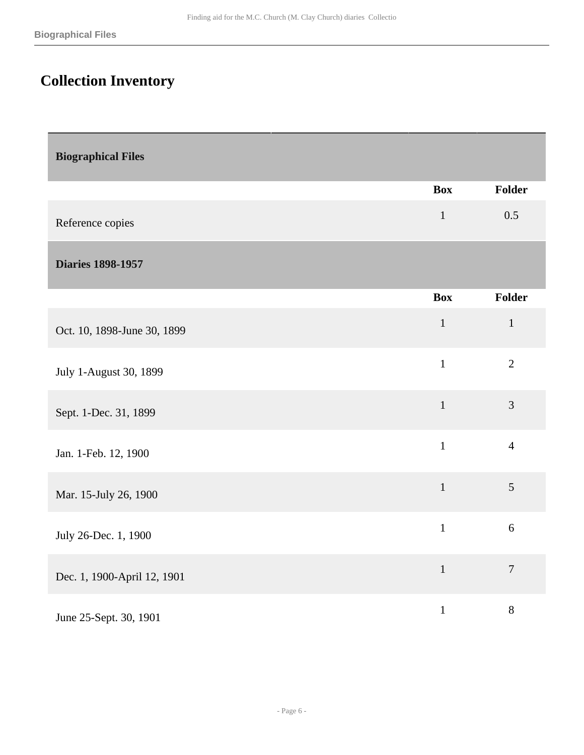## Collection Inventory

### Biographical Files

| | Box | Folder |
|---|---|---|
| Reference copies | 1 | 0.5 |

### Diaries 1898-1957

| | Box | Folder |
|---|---|---|
| Oct. 10, 1898-June 30, 1899 | 1 | 1 |
| July 1-August 30, 1899 | 1 | 2 |
| Sept. 1-Dec. 31, 1899 | 1 | 3 |
| Jan. 1-Feb. 12, 1900 | 1 | 4 |
| Mar. 15-July 26, 1900 | 1 | 5 |
| July 26-Dec. 1, 1900 | 1 | 6 |
| Dec. 1, 1900-April 12, 1901 | 1 | 7 |
| June 25-Sept. 30, 1901 | 1 | 8 |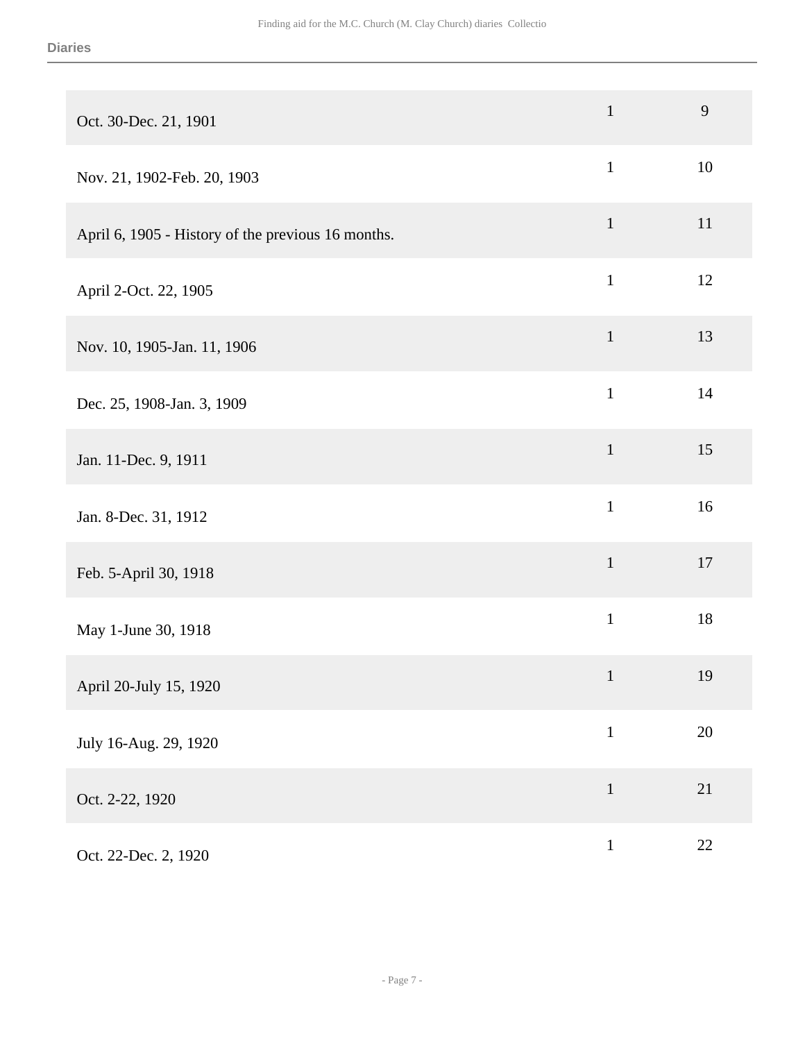| | | |
|---|---|---|
| Oct. 30-Dec. 21, 1901 | 1 | 9 |
| Nov. 21, 1902-Feb. 20, 1903 | 1 | 10 |
| April 6, 1905 - History of the previous 16 months. | 1 | 11 |
| April 2-Oct. 22, 1905 | 1 | 12 |
| Nov. 10, 1905-Jan. 11, 1906 | 1 | 13 |
| Dec. 25, 1908-Jan. 3, 1909 | 1 | 14 |
| Jan. 11-Dec. 9, 1911 | 1 | 15 |
| Jan. 8-Dec. 31, 1912 | 1 | 16 |
| Feb. 5-April 30, 1918 | 1 | 17 |
| May 1-June 30, 1918 | 1 | 18 |
| April 20-July 15, 1920 | 1 | 19 |
| July 16-Aug. 29, 1920 | 1 | 20 |
| Oct. 2-22, 1920 | 1 | 21 |
| Oct. 22-Dec. 2, 1920 | 1 | 22 |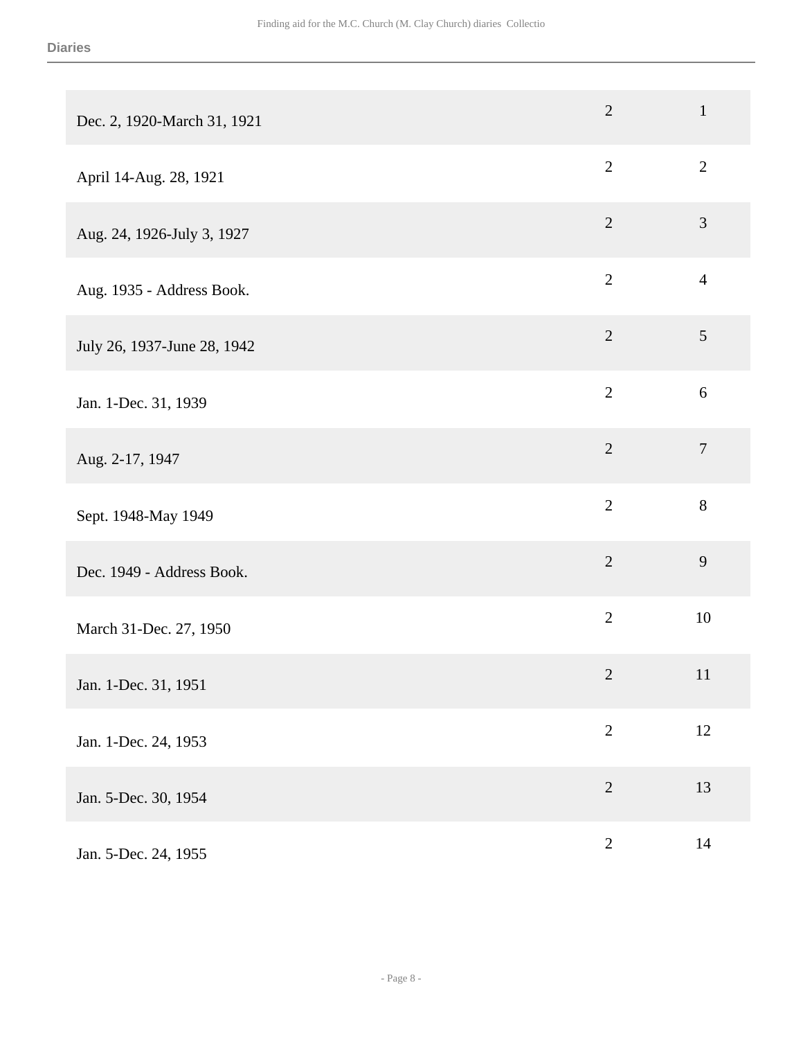| | | |
|---|---|---|
| Dec. 2, 1920-March 31, 1921 | 2 | 1 |
| April 14-Aug. 28, 1921 | 2 | 2 |
| Aug. 24, 1926-July 3, 1927 | 2 | 3 |
| Aug. 1935 - Address Book. | 2 | 4 |
| July 26, 1937-June 28, 1942 | 2 | 5 |
| Jan. 1-Dec. 31, 1939 | 2 | 6 |
| Aug. 2-17, 1947 | 2 | 7 |
| Sept. 1948-May 1949 | 2 | 8 |
| Dec. 1949 - Address Book. | 2 | 9 |
| March 31-Dec. 27, 1950 | 2 | 10 |
| Jan. 1-Dec. 31, 1951 | 2 | 11 |
| Jan. 1-Dec. 24, 1953 | 2 | 12 |
| Jan. 5-Dec. 30, 1954 | 2 | 13 |
| Jan. 5-Dec. 24, 1955 | 2 | 14 |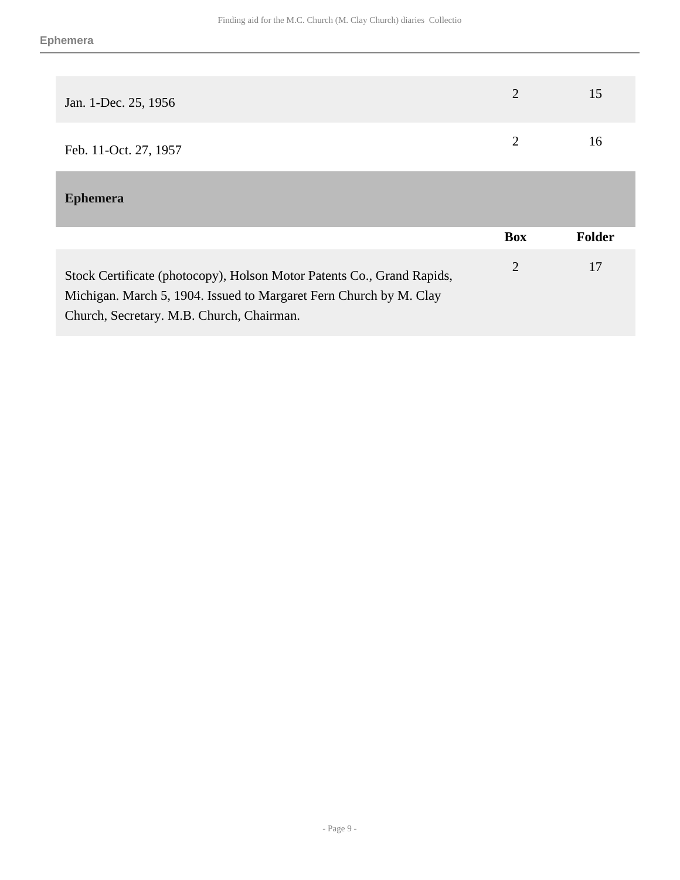| | Box | Folder |
|---|---|---|
| Jan. 1-Dec. 25, 1956 | 2 | 15 |
| Feb. 11-Oct. 27, 1957 | 2 | 16 |

## Ephemera

| | Box | Folder |
|---|---|---|
| Stock Certificate (photocopy), Holson Motor Patents Co., Grand Rapids, Michigan. March 5, 1904. Issued to Margaret Fern Church by M. Clay Church, Secretary. M.B. Church, Chairman. | 2 | 17 |